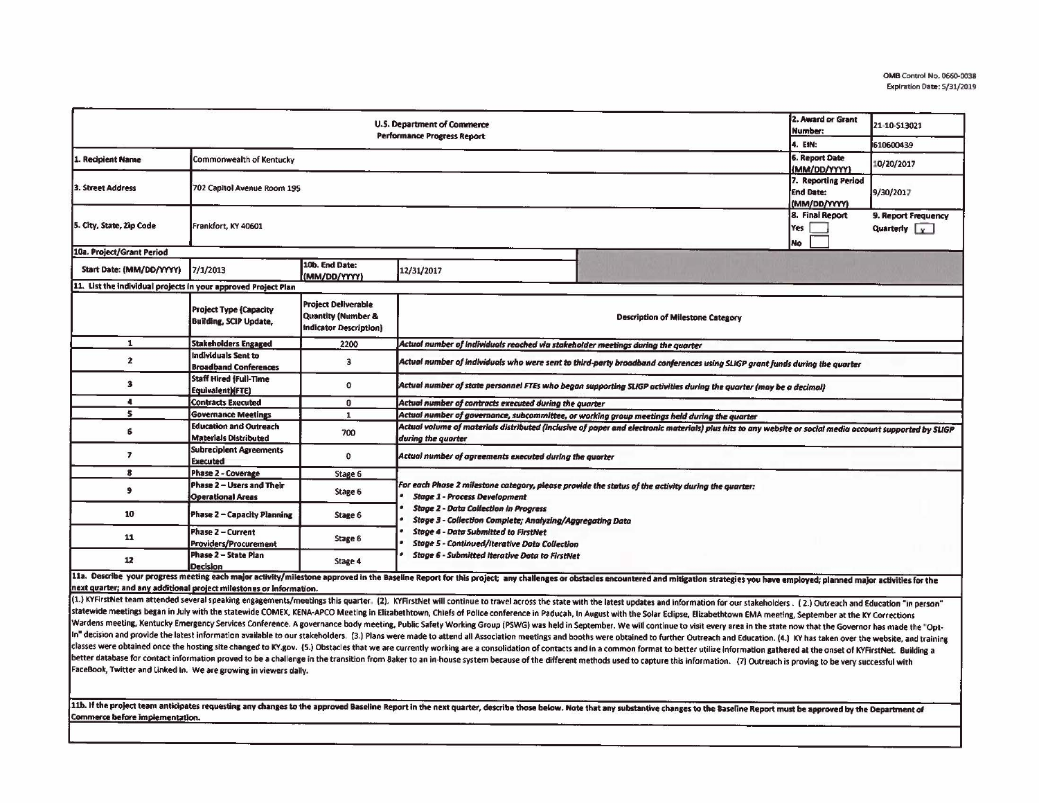OMB Control No. 0660-0038
Expiration Date: 5/31/2019

| U.S. Department of Commerce<br>Performance Progress Report | | | | 2. Award or Grant Number: | 21-10-S13021 |
|---|---|---|---|---|---|
| | | | | 4. EIN: | 610600439 |
| 1. Recipient Name | Commonwealth of Kentucky | | | 6. Report Date (MM/DD/YYYY) | 10/20/2017 |
| 3. Street Address | 702 Capitol Avenue Room 195 | | | 7. Reporting Period End Date: (MM/DD/YYYY) | 9/30/2017 |
| 5. City, State, Zip Code | Frankfort, KY 40601 | | | 8. Final Report<br>Yes<br>No | 9. Report Frequency<br>Quarterly X |
| 10a. Project/Grant Period | | | | | |
| Start Date: (MM/DD/YYYY) | 7/1/2013 | 10b. End Date: (MM/DD/YYYY) | 12/31/2017 | | |

**11. List the individual projects in your approved Project Plan**

| | Project Type (Capacity Building, SCIP Update, | Project Deliverable Quantity (Number & Indicator Description) | Description of Milestone Category |
|---|---|---|---|
| 1 | Stakeholders Engaged | 2200 | *Actual number of individuals reached via stakeholder meetings during the quarter* |
| 2 | Individuals Sent to Broadband Conferences | 3 | *Actual number of individuals who were sent to third-party broadband conferences using SLIGP grant funds during the quarter* |
| 3 | Staff Hired (Full-Time Equivalent)(FTE) | 0 | *Actual number of state personnel FTEs who began supporting SLIGP activities during the quarter (may be a decimal)* |
| 4 | Contracts Executed | 0 | *Actual number of contracts executed during the quarter* |
| 5 | Governance Meetings | 1 | *Actual number of governance, subcommittee, or working group meetings held during the quarter* |
| 6 | Education and Outreach Materials Distributed | 700 | *Actual volume of materials distributed (inclusive of paper and electronic materials) plus hits to any website or social media account supported by SLIGP during the quarter* |
| 7 | Subrecipient Agreements Executed | 0 | *Actual number of agreements executed during the quarter* |
| 8 | Phase 2 - Coverage | Stage 6 | *For each Phase 2 milestone category, please provide the status of the activity during the quarter:*<br>• *Stage 1 - Process Development*<br>• *Stage 2 - Data Collection in Progress*<br>• *Stage 3 - Collection Complete; Analyzing/Aggregating Data*<br>• *Stage 4 - Data Submitted to FirstNet*<br>• *Stage 5 - Continued/Iterative Data Collection*<br>• *Stage 6 - Submitted Iterative Data to FirstNet* |
| 9 | Phase 2 – Users and Their Operational Areas | Stage 6 | |
| 10 | Phase 2 – Capacity Planning | Stage 6 | |
| 11 | Phase 2 – Current Providers/Procurement | Stage 6 | |
| 12 | Phase 2 – State Plan Decision | Stage 4 | |

**11a. Describe your progress meeting each major activity/milestone approved in the Baseline Report for this project; any challenges or obstacles encountered and mitigation strategies you have employed; planned major activities for the next quarter; and any additional project milestones or information.**

(1.) KYFirstNet team attended several speaking engagements/meetings this quarter. (2). KYFirstNet will continue to travel across the state with the latest updates and information for our stakeholders. (2.) Outreach and Education "in person" statewide meetings began in July with the statewide COMEX, KENA-APCO Meeting in Elizabethtown, Chiefs of Police conference in Paducah, In August with the Solar Eclipse, Elizabethtown EMA meeting, September at the KY Corrections Wardens meeting, Kentucky Emergency Services Conference. A governance body meeting, Public Safety Working Group (PSWG) was held in September. We will continue to visit every area in the state now that the Governor has made the "Opt-In" decision and provide the latest information available to our stakeholders. (3.) Plans were made to attend all Association meetings and booths were obtained to further Outreach and Education. (4.) KY has taken over the website, and training classes were obtained once the hosting site changed to KY.gov. (5.) Obstacles that we are currently working are a consolidation of contacts and in a common format to better utilize information gathered at the onset of KYFirstNet. Building a better database for contact information proved to be a challenge in the transition from Baker to an in-house system because of the different methods used to capture this information. (7) Outreach is proving to be very successful with FaceBook, Twitter and Linked In. We are growing in viewers daily.

**11b. If the project team anticipates requesting any changes to the approved Baseline Report in the next quarter, describe those below. Note that any substantive changes to the Baseline Report must be approved by the Department of Commerce before implementation.**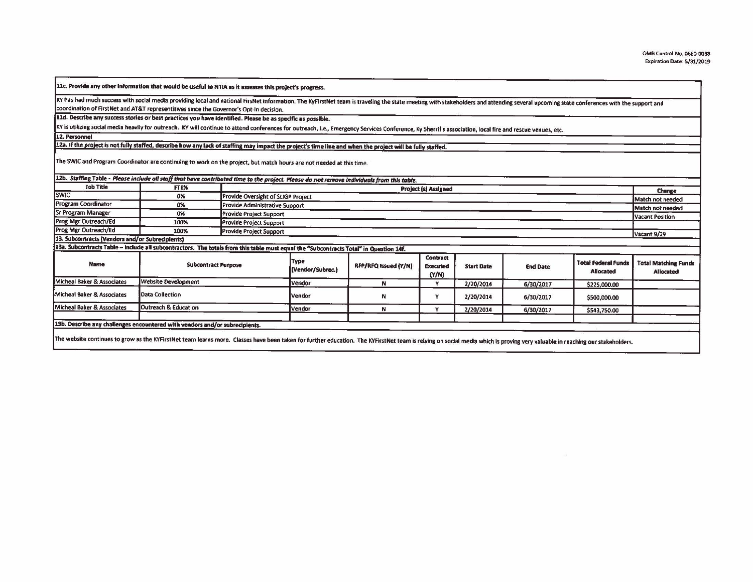11c. Provide any other information that would be useful to NTIA as it assesses this project's progress.

KY has had much success with social media providing local and national FirsNet information. The KyFirstNet team is traveling the state meeting with stakeholders and attending several upcoming state conferences with the support and coordination of FirstNet and AT&T representitives since the Governor's Opt-In decision.

11d. Describe any success stories or best practices you have identified. Please be as specific as possible.

KY is utilizing social media heavily for outreach. KY will continue to attend conferences for outreach, i.e., Emergency Services Conference, Ky Sherrif's association, local fire and rescue venues, etc.

12. Personnel

12a. If the project is not fully staffed, describe how any lack of staffing may impact the project's time line and when the project will be fully staffed.

The SWIC and Program Coordinator are continuing to work on the project, but match hours are not needed at this time.

12b. Staffing Table - *Please include all staff that have contributed time to the project. Please do not remove individuals from this table.*

| Job Title | FTE% | Project (s) Assigned | Change |
|---|---|---|---|
| SWIC | 0% | Provide Oversight of SLIGP Project | Match not needed |
| Program Coordinator | 0% | Provide Administrative Support | Match not needed |
| Sr Program Manager | 0% | Provide Project Support | Vacant Position |
| Prog Mgr Outreach/Ed | 100% | Provide Project Support | |
| Prog Mgr Outreach/Ed | 100% | Provide Project Support | Vacant 9/29 |

13. Subcontracts (Vendors and/or Subrecipients)

13a. Subcontracts Table – Include all subcontractors. The totals from this table must equal the "Subcontracts Total" in Question 14f.

| Name | Subcontract Purpose | Type (Vendor/Subrec.) | RFP/RFQ Issued (Y/N) | Contract Executed (Y/N) | Start Date | End Date | Total Federal Funds Allocated | Total Matching Funds Allocated |
|---|---|---|---|---|---|---|---|---|
| Micheal Baker & Associates | Website Development | Vendor | N | Y | 2/20/2014 | 6/30/2017 | $225,000.00 | |
| Micheal Baker & Associates | Data Collection | Vendor | N | Y | 2/20/2014 | 6/30/2017 | $500,000.00 | |
| Micheal Baker & Associates | Outreach & Education | Vendor | N | Y | 2/20/2014 | 6/30/2017 | $543,750.00 | |
| | | | | | | | | |

13b. Describe any challenges encountered with vendors and/or subrecipients.

The website continues to grow as the KYFirstNet team learns more. Classes have been taken for further education. The KYFirstNet team is relying on social media which is proving very valuable in reaching our stakeholders.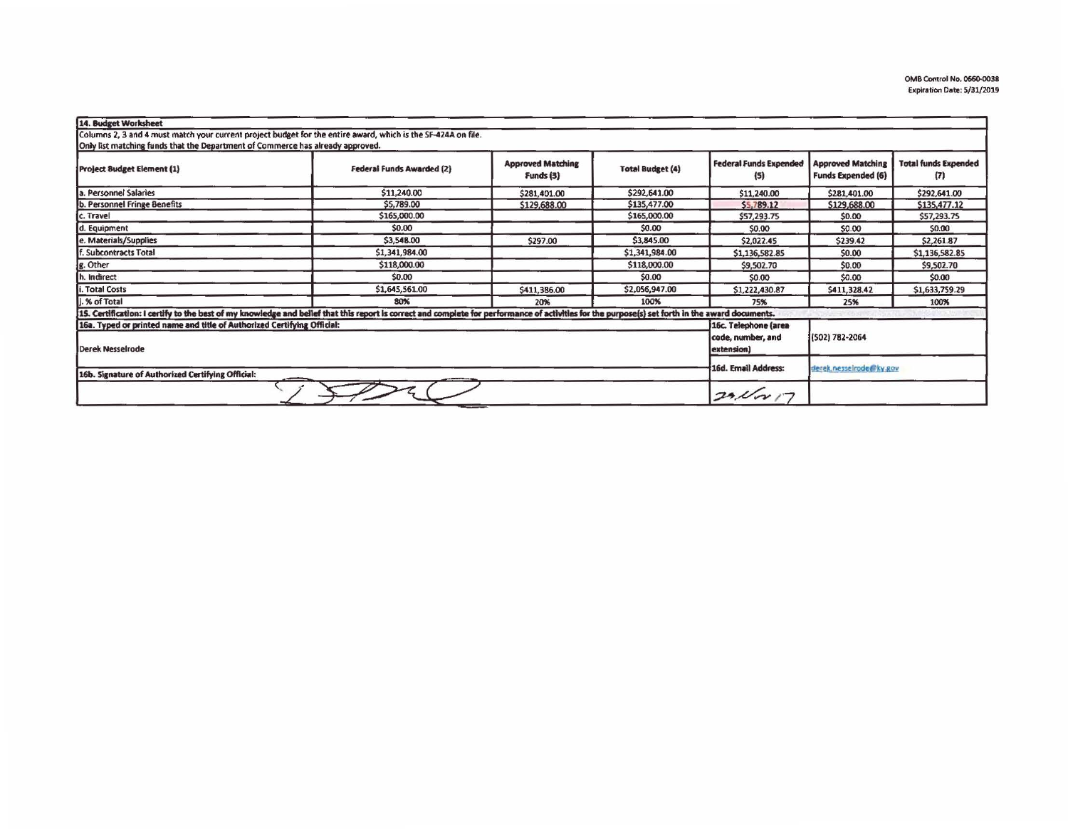OMB Control No. 0660-0038
Expiration Date: 5/31/2019

| 14. Budget Worksheet | | | | | | |
|---|---|---|---|---|---|---|
| Columns 2, 3 and 4 must match your current project budget for the entire award, which is the SF-424A on file. Only list matching funds that the Department of Commerce has already approved. | | | | | | |
| Project Budget Element (1) | Federal Funds Awarded (2) | Approved Matching Funds (3) | Total Budget (4) | Federal Funds Expended (5) | Approved Matching Funds Expended (6) | Total funds Expended (7) |
| a. Personnel Salaries | $11,240.00 | $281,401.00 | $292,641.00 | $11,240.00 | $281,401.00 | $292,641.00 |
| b. Personnel Fringe Benefits | $5,789.00 | $129,688.00 | $135,477.00 | $5,789.12 | $129,688.00 | $135,477.12 |
| c. Travel | $165,000.00 | | $165,000.00 | $57,293.75 | $0.00 | $57,293.75 |
| d. Equipment | $0.00 | | $0.00 | $0.00 | $0.00 | $0.00 |
| e. Materials/Supplies | $3,548.00 | $297.00 | $3,845.00 | $2,022.45 | $239.42 | $2,261.87 |
| f. Subcontracts Total | $1,341,984.00 | | $1,341,984.00 | $1,136,582.85 | $0.00 | $1,136,582.85 |
| g. Other | $118,000.00 | | $118,000.00 | $9,502.70 | $0.00 | $9,502.70 |
| h. Indirect | $0.00 | | $0.00 | $0.00 | $0.00 | $0.00 |
| i. Total Costs | $1,645,561.00 | $411,386.00 | $2,056,947.00 | $1,222,430.87 | $411,328.42 | $1,633,759.29 |
| j. % of Total | 80% | 20% | 100% | 75% | 25% | 100% |

15. Certification: I certify to the best of my knowledge and belief that this report is correct and complete for performance of activities for the purpose(s) set forth in the award documents.

| | | |
|---|---|---|
| 16a. Typed or printed name and title of Authorized Certifying Official: Derek Nesselrode | 16c. Telephone (area code, number, and extension) | (502) 782-2064 |
| 16b. Signature of Authorized Certifying Official: | 16d. Email Address: | derek.nesselrode@ky.gov |
| | 29 Nov 17 | |